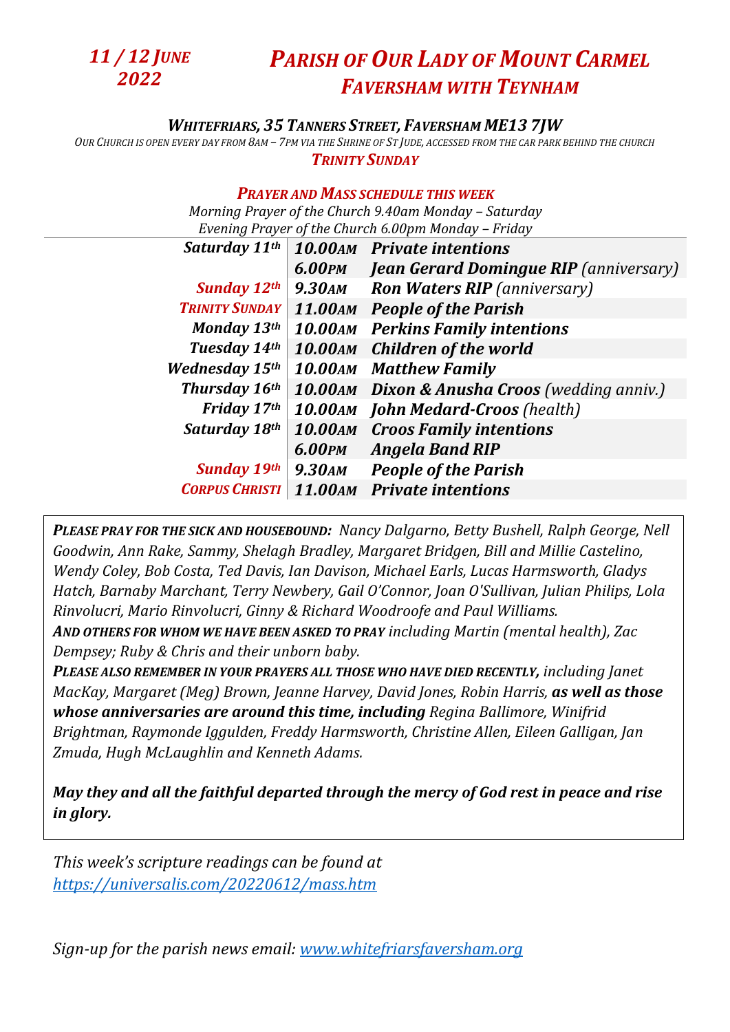***11 / 12 June 2022***

# *Parish of Our Lady of Mount Carmel Faversham with Teynham*

### *Whitefriars, 35 Tanners Street, Faversham ME13 7JW*

*Our Church is open every day from 8am – 7pm via the Shrine of St Jude, accessed from the car park behind the church*

***Trinity Sunday***

## *Prayer and Mass schedule this week*

*Morning Prayer of the Church 9.40am Monday – Saturday*
*Evening Prayer of the Church 6.00pm Monday – Friday*

| | | |
|---|---|---|
| ***Saturday 11th*** | ***10.00am*** | ***Private intentions*** |
| | ***6.00pm*** | ***Jean Gerard Domingue RIP** (anniversary)* |
| ***Sunday 12th*** | ***9.30am*** | ***Ron Waters RIP** (anniversary)* |
| ***Trinity Sunday*** | ***11.00am*** | ***People of the Parish*** |
| ***Monday 13th*** | ***10.00am*** | ***Perkins Family intentions*** |
| ***Tuesday 14th*** | ***10.00am*** | ***Children of the world*** |
| ***Wednesday 15th*** | ***10.00am*** | ***Matthew Family*** |
| ***Thursday 16th*** | ***10.00am*** | ***Dixon & Anusha Croos** (wedding anniv.)* |
| ***Friday 17th*** | ***10.00am*** | ***John Medard-Croos** (health)* |
| ***Saturday 18th*** | ***10.00am*** | ***Croos Family intentions*** |
| | ***6.00pm*** | ***Angela Band RIP*** |
| ***Sunday 19th*** | ***9.30am*** | ***People of the Parish*** |
| ***Corpus Christi*** | ***11.00am*** | ***Private intentions*** |

***Please pray for the sick and housebound:*** *Nancy Dalgarno, Betty Bushell, Ralph George, Nell Goodwin, Ann Rake, Sammy, Shelagh Bradley, Margaret Bridgen, Bill and Millie Castelino, Wendy Coley, Bob Costa, Ted Davis, Ian Davison, Michael Earls, Lucas Harmsworth, Gladys Hatch, Barnaby Marchant, Terry Newbery, Gail O'Connor, Joan O'Sullivan, Julian Philips, Lola Rinvolucri, Mario Rinvolucri, Ginny & Richard Woodroofe and Paul Williams.*

***And others for whom we have been asked to pray*** *including Martin (mental health), Zac Dempsey; Ruby & Chris and their unborn baby.*

***Please also remember in your prayers all those who have died recently,*** *including Janet MacKay, Margaret (Meg) Brown, Jeanne Harvey, David Jones, Robin Harris,* ***as well as those whose anniversaries are around this time, including*** *Regina Ballimore, Winifrid Brightman, Raymonde Iggulden, Freddy Harmsworth, Christine Allen, Eileen Galligan, Jan Zmuda, Hugh McLaughlin and Kenneth Adams.*

***May they and all the faithful departed through the mercy of God rest in peace and rise in glory.***

*This week's scripture readings can be found at [https://universalis.com/20220612/mass.htm](https://universalis.com/20220612/mass.htm)*

*Sign-up for the parish news email: [www.whitefriarsfaversham.org](www.whitefriarsfaversham.org)*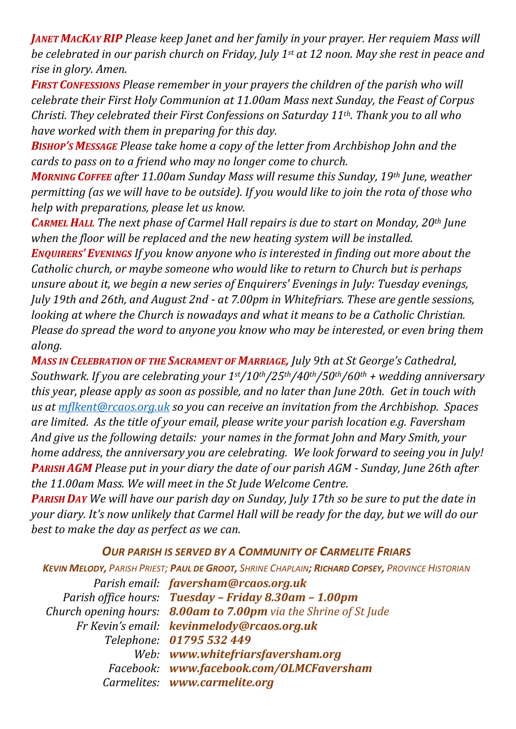***JANET MACKAY RIP*** *Please keep Janet and her family in your prayer. Her requiem Mass will be celebrated in our parish church on Friday, July 1st at 12 noon. May she rest in peace and rise in glory. Amen.*

***FIRST CONFESSIONS*** *Please remember in your prayers the children of the parish who will celebrate their First Holy Communion at 11.00am Mass next Sunday, the Feast of Corpus Christi. They celebrated their First Confessions on Saturday 11th. Thank you to all who have worked with them in preparing for this day.*

***BISHOP'S MESSAGE*** *Please take home a copy of the letter from Archbishop John and the cards to pass on to a friend who may no longer come to church.*

***MORNING COFFEE*** *after 11.00am Sunday Mass will resume this Sunday, 19th June, weather permitting (as we will have to be outside). If you would like to join the rota of those who help with preparations, please let us know.*

***CARMEL HALL*** *The next phase of Carmel Hall repairs is due to start on Monday, 20th June when the floor will be replaced and the new heating system will be installed.*

***ENQUIRERS' EVENINGS*** *If you know anyone who is interested in finding out more about the Catholic church, or maybe someone who would like to return to Church but is perhaps unsure about it, we begin a new series of Enquirers' Evenings in July: Tuesday evenings, July 19th and 26th, and August 2nd - at 7.00pm in Whitefriars. These are gentle sessions, looking at where the Church is nowadays and what it means to be a Catholic Christian. Please do spread the word to anyone you know who may be interested, or even bring them along.*

***MASS IN CELEBRATION OF THE SACRAMENT OF MARRIAGE,*** *July 9th at St George's Cathedral, Southwark. If you are celebrating your 1st/10th/25th/40th/50th/60th + wedding anniversary this year, please apply as soon as possible, and no later than June 20th. Get in touch with us at [mflkent@rcaos.org.uk](mailto:mflkent@rcaos.org.uk) so you can receive an invitation from the Archbishop. Spaces are limited. As the title of your email, please write your parish location e.g. Faversham And give us the following details: your names in the format John and Mary Smith, your home address, the anniversary you are celebrating. We look forward to seeing you in July!*

***PARISH AGM*** *Please put in your diary the date of our parish AGM - Sunday, June 26th after the 11.00am Mass. We will meet in the St Jude Welcome Centre.*

***PARISH DAY*** *We will have our parish day on Sunday, July 17th so be sure to put the date in your diary. It's now unlikely that Carmel Hall will be ready for the day, but we will do our best to make the day as perfect as we can.*

***OUR PARISH IS SERVED BY A COMMUNITY OF CARMELITE FRIARS***

***KEVIN MELODY,*** *PARISH PRIEST;* ***PAUL DE GROOT,*** *SHRINE CHAPLAIN;* ***RICHARD COPSEY,*** *PROVINCE HISTORIAN*

*Parish email:* ***faversham@rcaos.org.uk***
*Parish office hours:* ***Tuesday – Friday 8.30am – 1.00pm***
*Church opening hours:* ***8.00am to 7.00pm*** *via the Shrine of St Jude*
*Fr Kevin's email:* ***kevinmelody@rcaos.org.uk***
*Telephone:* ***01795 532 449***
*Web:* ***www.whitefriarsfaversham.org***
*Facebook:* ***www.facebook.com/OLMCFaversham***
*Carmelites:* ***www.carmelite.org***